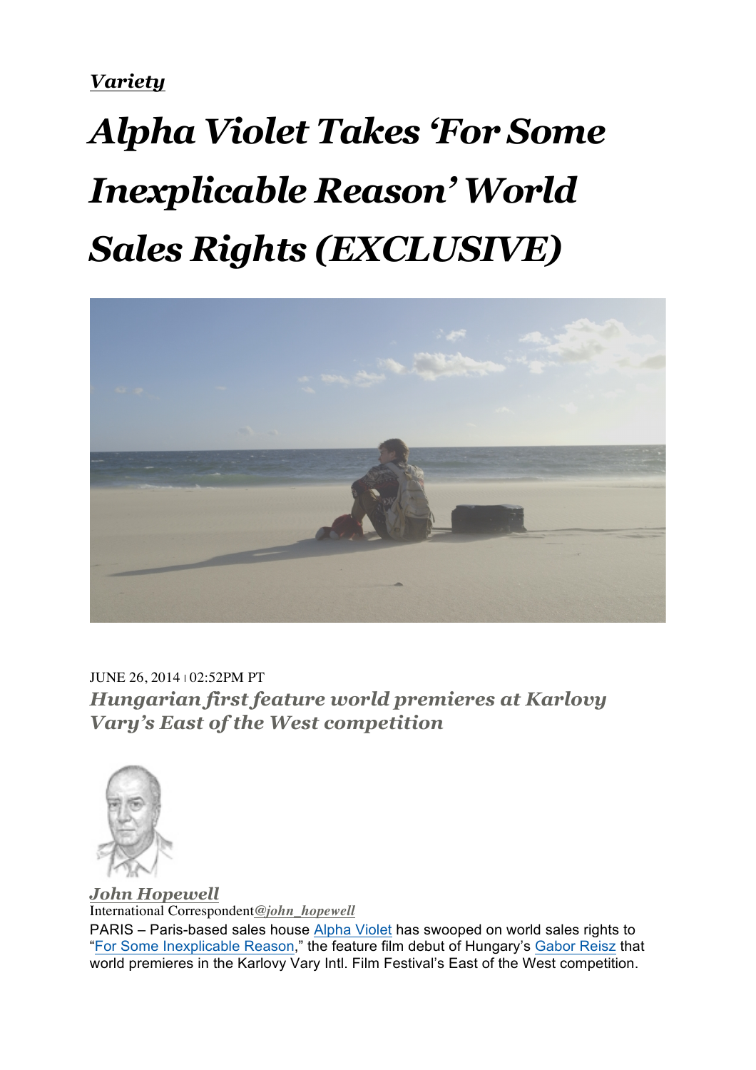***Variety***

# *Alpha Violet Takes 'For Some Inexplicable Reason' World Sales Rights (EXCLUSIVE)*

JUNE 26, 2014 | 02:52PM PT

### *Hungarian first feature world premieres at Karlovy Vary's East of the West competition*

***John Hopewell***
International Correspondent***@john_hopewell***

PARIS – Paris-based sales house Alpha Violet has swooped on world sales rights to "For Some Inexplicable Reason," the feature film debut of Hungary's Gabor Reisz that world premieres in the Karlovy Vary Intl. Film Festival's East of the West competition.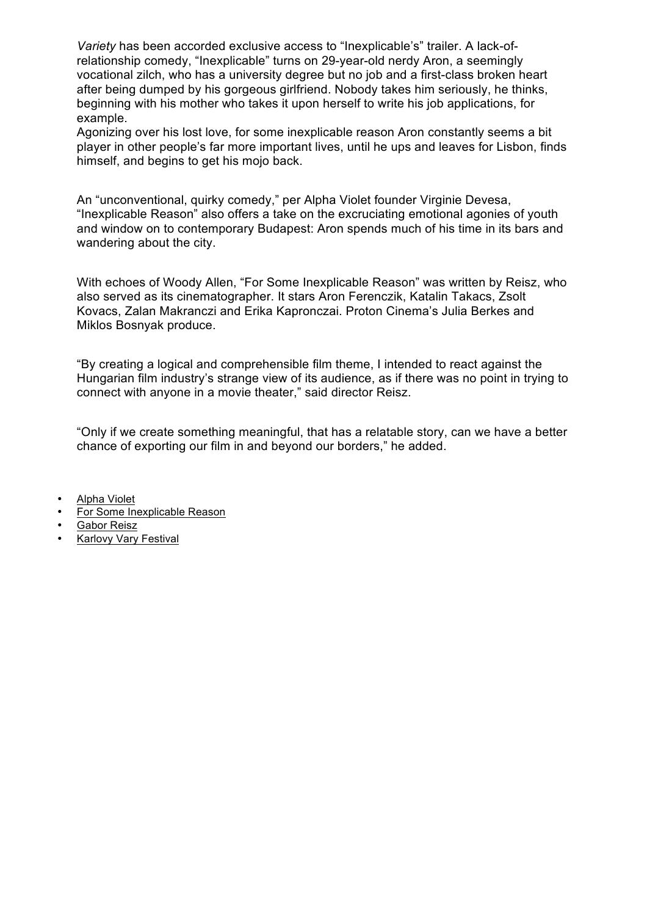*Variety* has been accorded exclusive access to "Inexplicable's" trailer. A lack-of-relationship comedy, "Inexplicable" turns on 29-year-old nerdy Aron, a seemingly vocational zilch, who has a university degree but no job and a first-class broken heart after being dumped by his gorgeous girlfriend. Nobody takes him seriously, he thinks, beginning with his mother who takes it upon herself to write his job applications, for example.

Agonizing over his lost love, for some inexplicable reason Aron constantly seems a bit player in other people's far more important lives, until he ups and leaves for Lisbon, finds himself, and begins to get his mojo back.

An "unconventional, quirky comedy," per Alpha Violet founder Virginie Devesa, "Inexplicable Reason" also offers a take on the excruciating emotional agonies of youth and window on to contemporary Budapest: Aron spends much of his time in its bars and wandering about the city.

With echoes of Woody Allen, "For Some Inexplicable Reason" was written by Reisz, who also served as its cinematographer. It stars Aron Ferenczik, Katalin Takacs, Zsolt Kovacs, Zalan Makranczi and Erika Kapronczai. Proton Cinema's Julia Berkes and Miklos Bosnyak produce.

"By creating a logical and comprehensible film theme, I intended to react against the Hungarian film industry's strange view of its audience, as if there was no point in trying to connect with anyone in a movie theater," said director Reisz.

"Only if we create something meaningful, that has a relatable story, can we have a better chance of exporting our film in and beyond our borders," he added.

- Alpha Violet
- For Some Inexplicable Reason
- Gabor Reisz
- Karlovy Vary Festival